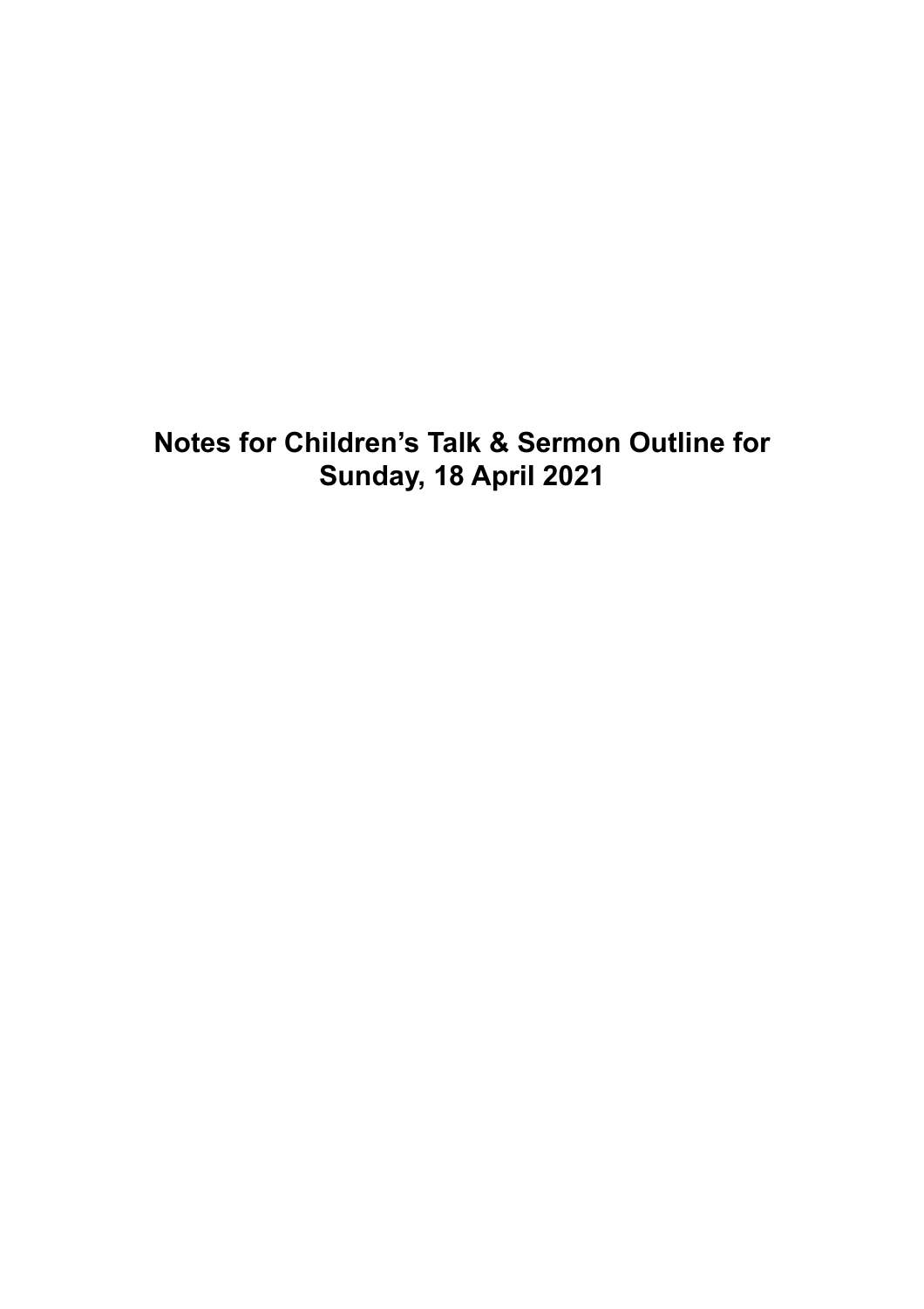# Notes for Children's Talk & Sermon Outline for Sunday, 18 April 2021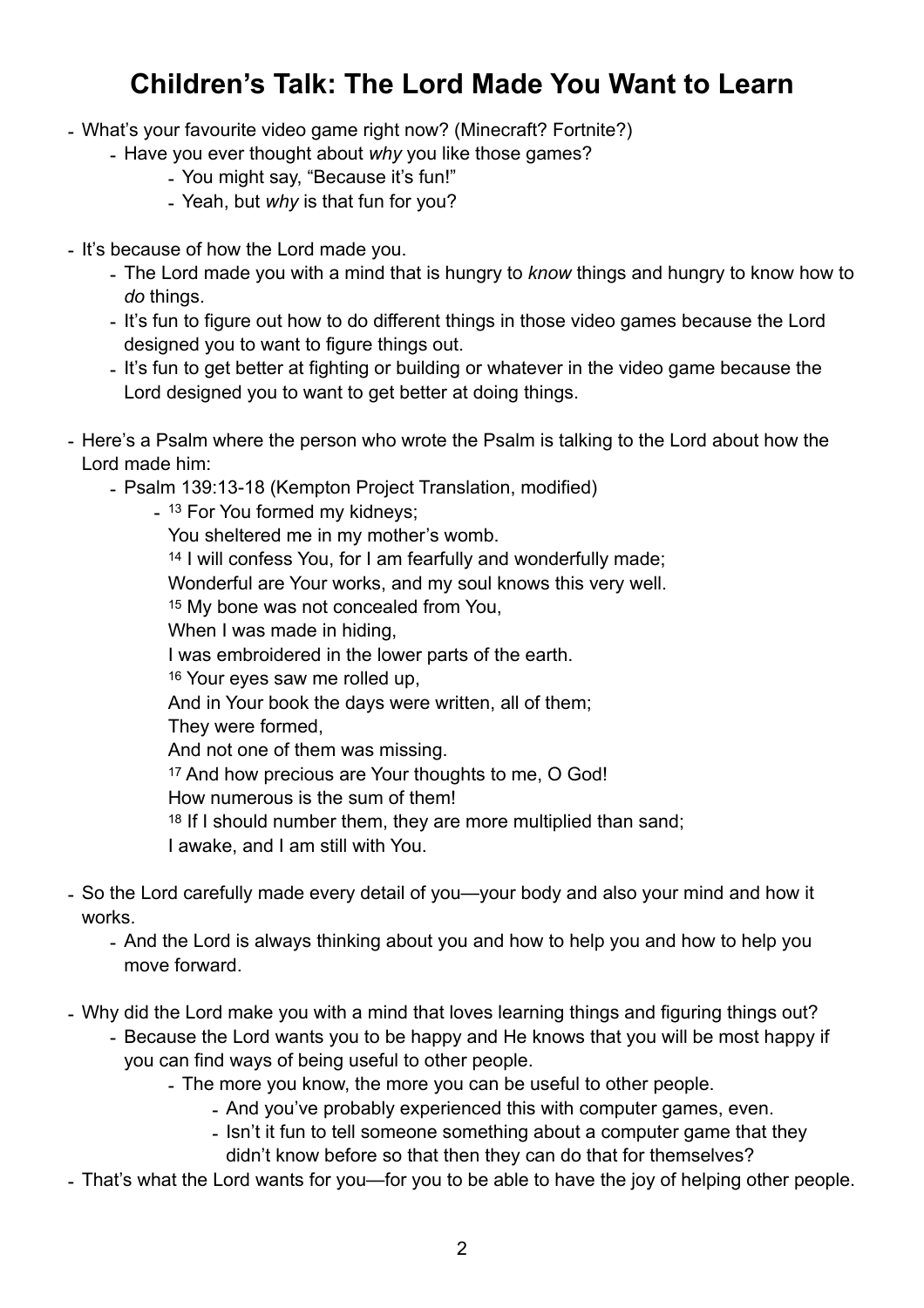# Children's Talk: The Lord Made You Want to Learn

- What's your favourite video game right now? (Minecraft? Fortnite?)
    - Have you ever thought about *why* you like those games?
        - You might say, "Because it's fun!"
        - Yeah, but *why* is that fun for you?

- It's because of how the Lord made you.
    - The Lord made you with a mind that is hungry to *know* things and hungry to know how to *do* things.
    - It's fun to figure out how to do different things in those video games because the Lord designed you to want to figure things out.
    - It's fun to get better at fighting or building or whatever in the video game because the Lord designed you to want to get better at doing things.

- Here's a Psalm where the person who wrote the Psalm is talking to the Lord about how the Lord made him:
    - Psalm 139:13-18 (Kempton Project Translation, modified)
        - [13] For You formed my kidneys;
          You sheltered me in my mother's womb.
          [14] I will confess You, for I am fearfully and wonderfully made;
          Wonderful are Your works, and my soul knows this very well.
          [15] My bone was not concealed from You,
          When I was made in hiding,
          I was embroidered in the lower parts of the earth.
          [16] Your eyes saw me rolled up,
          And in Your book the days were written, all of them;
          They were formed,
          And not one of them was missing.
          [17] And how precious are Your thoughts to me, O God!
          How numerous is the sum of them!
          [18] If I should number them, they are more multiplied than sand;
          I awake, and I am still with You.

- So the Lord carefully made every detail of you—your body and also your mind and how it works.
    - And the Lord is always thinking about you and how to help you and how to help you move forward.

- Why did the Lord make you with a mind that loves learning things and figuring things out?
    - Because the Lord wants you to be happy and He knows that you will be most happy if you can find ways of being useful to other people.
        - The more you know, the more you can be useful to other people.
            - And you've probably experienced this with computer games, even.
            - Isn't it fun to tell someone something about a computer game that they didn't know before so that then they can do that for themselves?
- That's what the Lord wants for you—for you to be able to have the joy of helping other people.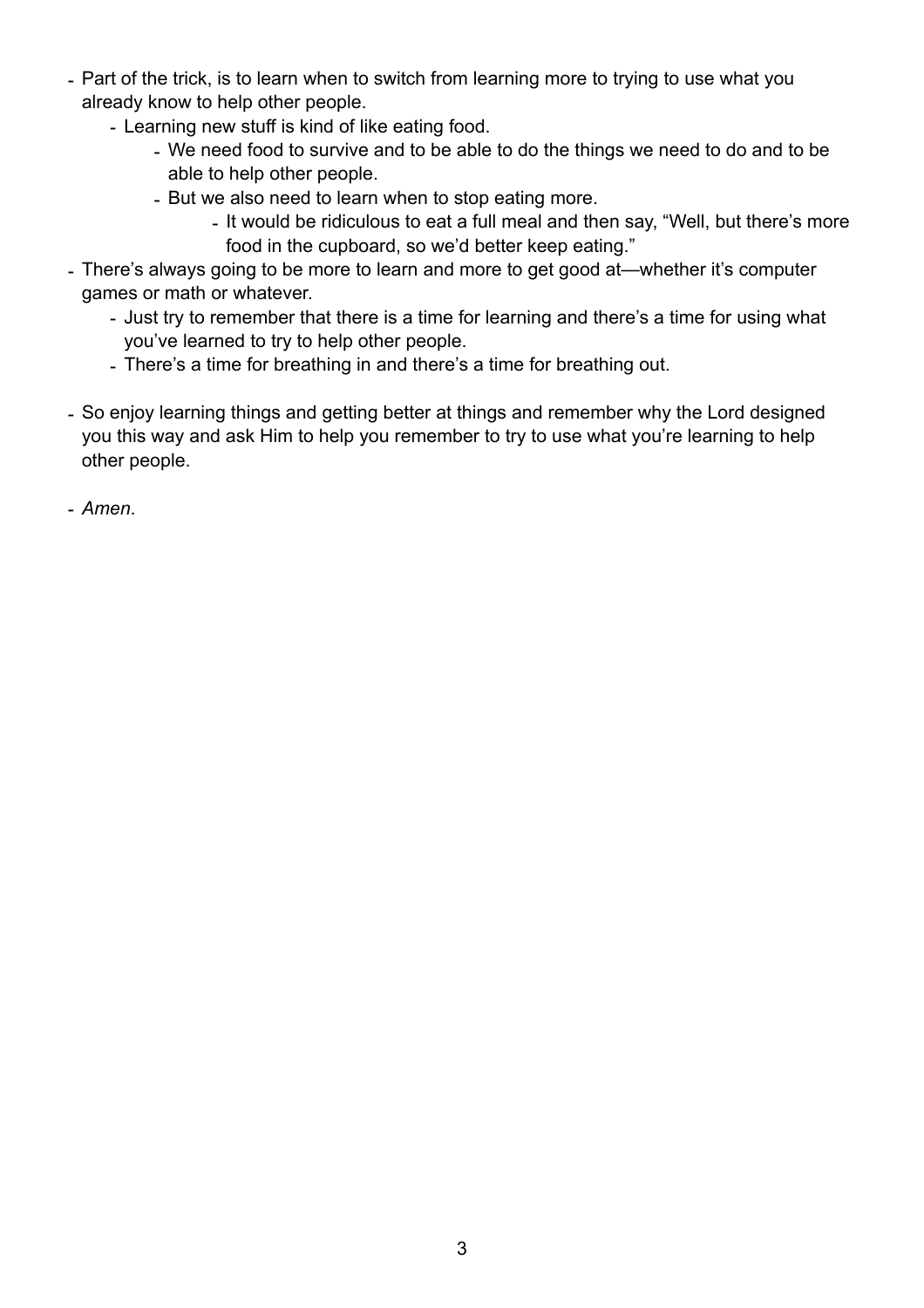- Part of the trick, is to learn when to switch from learning more to trying to use what you already know to help other people.
    - Learning new stuff is kind of like eating food.
        - We need food to survive and to be able to do the things we need to do and to be able to help other people.
        - But we also need to learn when to stop eating more.
            - It would be ridiculous to eat a full meal and then say, “Well, but there’s more food in the cupboard, so we’d better keep eating.”
- There’s always going to be more to learn and more to get good at—whether it’s computer games or math or whatever.
    - Just try to remember that there is a time for learning and there’s a time for using what you’ve learned to try to help other people.
    - There’s a time for breathing in and there’s a time for breathing out.

- So enjoy learning things and getting better at things and remember why the Lord designed you this way and ask Him to help you remember to try to use what you’re learning to help other people.

- *Amen*.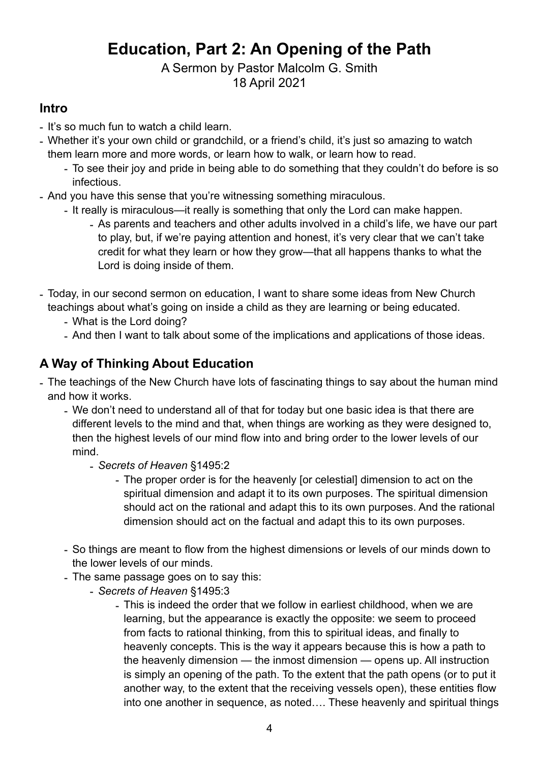# Education, Part 2: An Opening of the Path

A Sermon by Pastor Malcolm G. Smith
18 April 2021

## Intro

- It's so much fun to watch a child learn.
- Whether it's your own child or grandchild, or a friend's child, it's just so amazing to watch them learn more and more words, or learn how to walk, or learn how to read.
    - To see their joy and pride in being able to do something that they couldn't do before is so infectious.
- And you have this sense that you're witnessing something miraculous.
    - It really is miraculous—it really is something that only the Lord can make happen.
        - As parents and teachers and other adults involved in a child's life, we have our part to play, but, if we're paying attention and honest, it's very clear that we can't take credit for what they learn or how they grow—that all happens thanks to what the Lord is doing inside of them.
- Today, in our second sermon on education, I want to share some ideas from New Church teachings about what's going on inside a child as they are learning or being educated.
    - What is the Lord doing?
    - And then I want to talk about some of the implications and applications of those ideas.

## A Way of Thinking About Education

- The teachings of the New Church have lots of fascinating things to say about the human mind and how it works.
    - We don't need to understand all of that for today but one basic idea is that there are different levels to the mind and that, when things are working as they were designed to, then the highest levels of our mind flow into and bring order to the lower levels of our mind.
        - *Secrets of Heaven* §1495:2
            - The proper order is for the heavenly [or celestial] dimension to act on the spiritual dimension and adapt it to its own purposes. The spiritual dimension should act on the rational and adapt this to its own purposes. And the rational dimension should act on the factual and adapt this to its own purposes.
    - So things are meant to flow from the highest dimensions or levels of our minds down to the lower levels of our minds.
    - The same passage goes on to say this:
        - *Secrets of Heaven* §1495:3
            - This is indeed the order that we follow in earliest childhood, when we are learning, but the appearance is exactly the opposite: we seem to proceed from facts to rational thinking, from this to spiritual ideas, and finally to heavenly concepts. This is the way it appears because this is how a path to the heavenly dimension — the inmost dimension — opens up. All instruction is simply an opening of the path. To the extent that the path opens (or to put it another way, to the extent that the receiving vessels open), these entities flow into one another in sequence, as noted…. These heavenly and spiritual things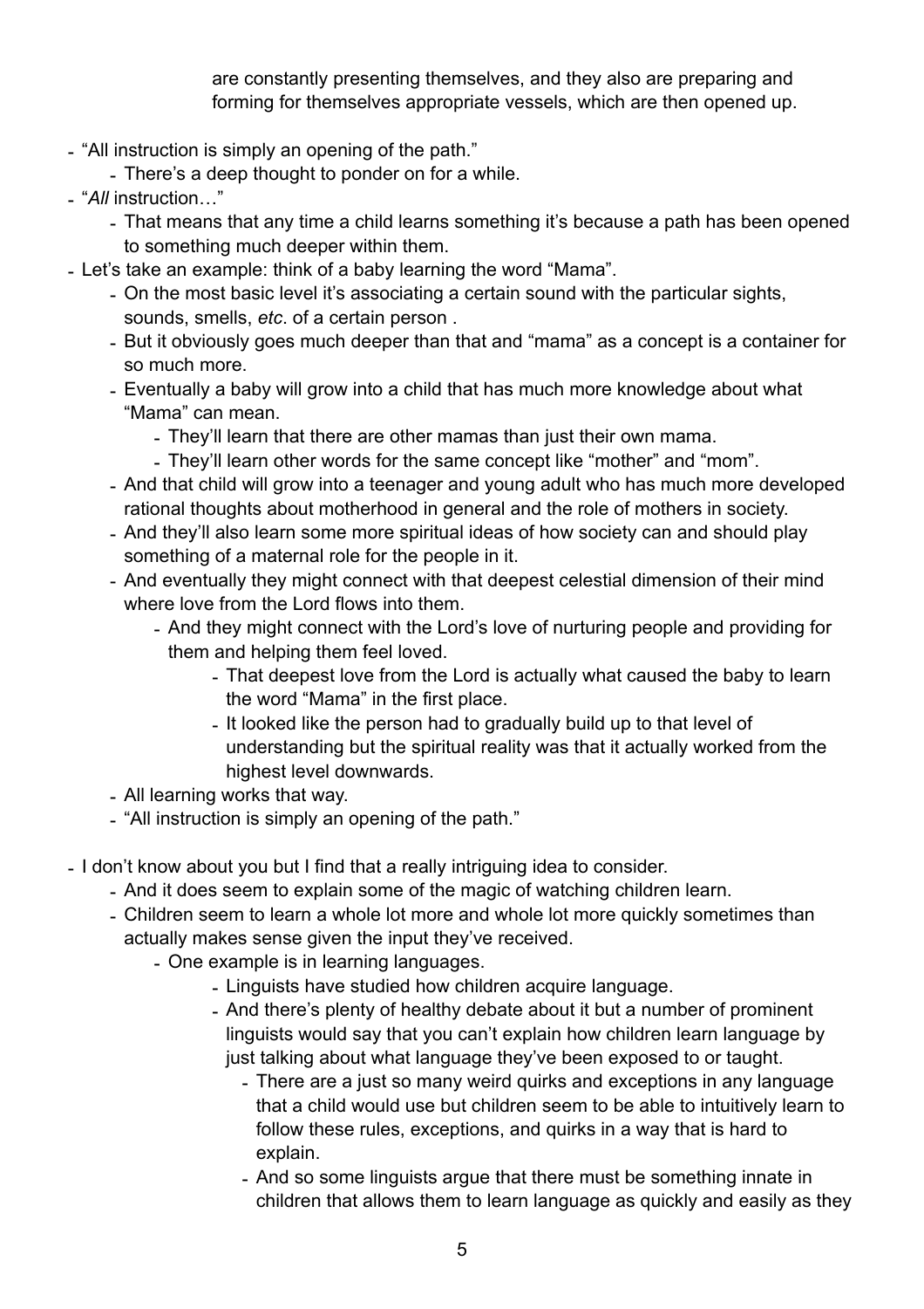are constantly presenting themselves, and they also are preparing and forming for themselves appropriate vessels, which are then opened up.

- "All instruction is simply an opening of the path."
  - There's a deep thought to ponder on for a while.
- "*All* instruction…"
  - That means that any time a child learns something it's because a path has been opened to something much deeper within them.
- Let's take an example: think of a baby learning the word "Mama".
  - On the most basic level it's associating a certain sound with the particular sights, sounds, smells, *etc*. of a certain person .
  - But it obviously goes much deeper than that and "mama" as a concept is a container for so much more.
  - Eventually a baby will grow into a child that has much more knowledge about what "Mama" can mean.
    - They'll learn that there are other mamas than just their own mama.
    - They'll learn other words for the same concept like "mother" and "mom".
  - And that child will grow into a teenager and young adult who has much more developed rational thoughts about motherhood in general and the role of mothers in society.
  - And they'll also learn some more spiritual ideas of how society can and should play something of a maternal role for the people in it.
  - And eventually they might connect with that deepest celestial dimension of their mind where love from the Lord flows into them.
    - And they might connect with the Lord's love of nurturing people and providing for them and helping them feel loved.
      - That deepest love from the Lord is actually what caused the baby to learn the word "Mama" in the first place.
      - It looked like the person had to gradually build up to that level of understanding but the spiritual reality was that it actually worked from the highest level downwards.
  - All learning works that way.
  - "All instruction is simply an opening of the path."

- I don't know about you but I find that a really intriguing idea to consider.
  - And it does seem to explain some of the magic of watching children learn.
  - Children seem to learn a whole lot more and whole lot more quickly sometimes than actually makes sense given the input they've received.
    - One example is in learning languages.
      - Linguists have studied how children acquire language.
      - And there's plenty of healthy debate about it but a number of prominent linguists would say that you can't explain how children learn language by just talking about what language they've been exposed to or taught.
        - There are a just so many weird quirks and exceptions in any language that a child would use but children seem to be able to intuitively learn to follow these rules, exceptions, and quirks in a way that is hard to explain.
        - And so some linguists argue that there must be something innate in children that allows them to learn language as quickly and easily as they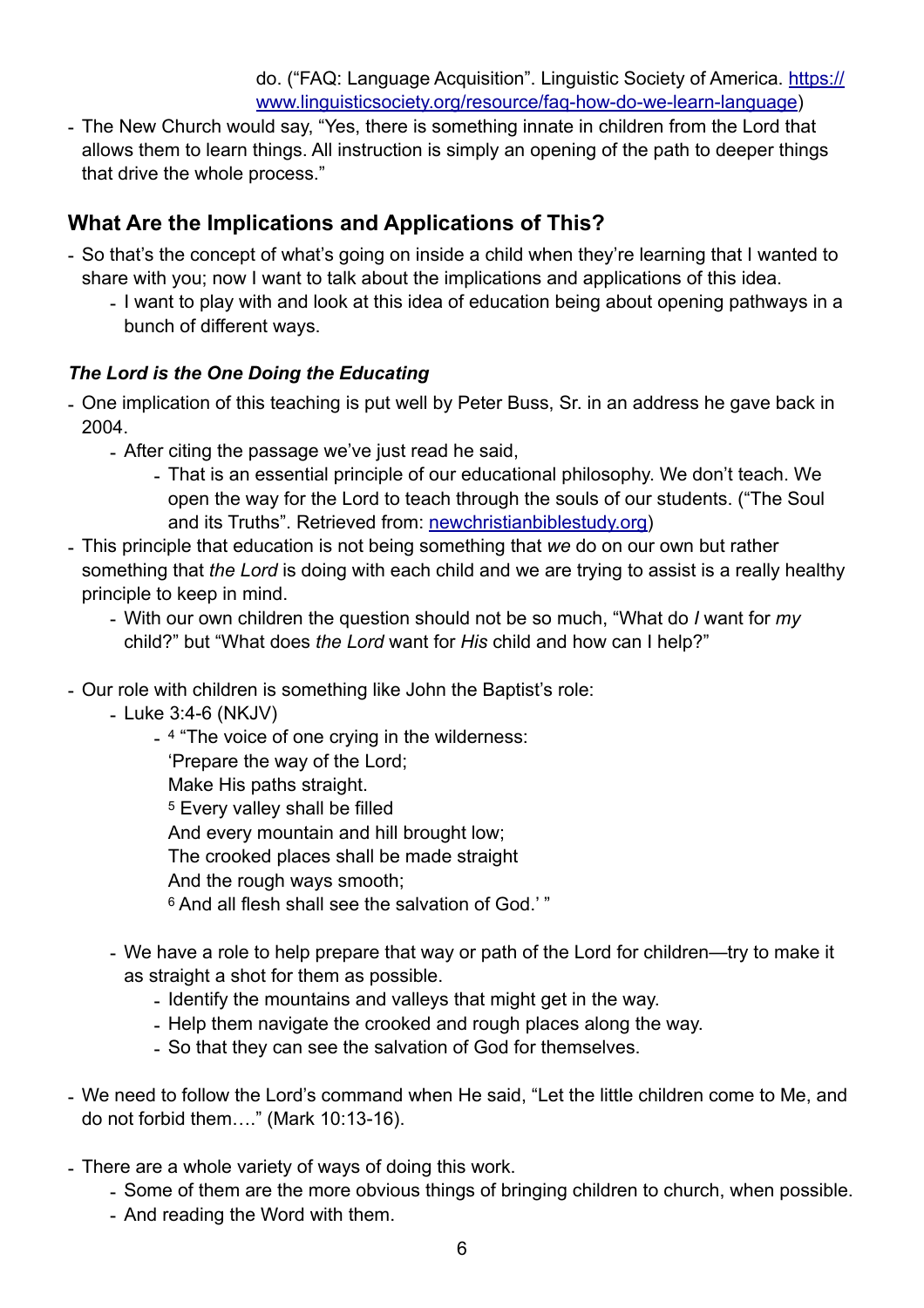do. ("FAQ: Language Acquisition". Linguistic Society of America. [https://www.linguisticsociety.org/resource/faq-how-do-we-learn-language](https://www.linguisticsociety.org/resource/faq-how-do-we-learn-language))

- The New Church would say, "Yes, there is something innate in children from the Lord that allows them to learn things. All instruction is simply an opening of the path to deeper things that drive the whole process."

## What Are the Implications and Applications of This?

- So that's the concept of what's going on inside a child when they're learning that I wanted to share with you; now I want to talk about the implications and applications of this idea.
  - I want to play with and look at this idea of education being about opening pathways in a bunch of different ways.

### *The Lord is the One Doing the Educating*

- One implication of this teaching is put well by Peter Buss, Sr. in an address he gave back in 2004.
  - After citing the passage we've just read he said,
    - That is an essential principle of our educational philosophy. We don't teach. We open the way for the Lord to teach through the souls of our students. ("The Soul and its Truths". Retrieved from: [newchristianbiblestudy.org](https://newchristianbiblestudy.org))
- This principle that education is not being something that *we* do on our own but rather something that *the Lord* is doing with each child and we are trying to assist is a really healthy principle to keep in mind.
  - With our own children the question should not be so much, "What do *I* want for *my* child?" but "What does *the Lord* want for *His* child and how can I help?"

- Our role with children is something like John the Baptist's role:
  - Luke 3:4-6 (NKJV)
    - [4] "The voice of one crying in the wilderness:
      'Prepare the way of the Lord;
      Make His paths straight.
      [5] Every valley shall be filled
      And every mountain and hill brought low;
      The crooked places shall be made straight
      And the rough ways smooth;
      [6] And all flesh shall see the salvation of God.' "

  - We have a role to help prepare that way or path of the Lord for children—try to make it as straight a shot for them as possible.
    - Identify the mountains and valleys that might get in the way.
    - Help them navigate the crooked and rough places along the way.
    - So that they can see the salvation of God for themselves.

- We need to follow the Lord's command when He said, "Let the little children come to Me, and do not forbid them…." (Mark 10:13-16).

- There are a whole variety of ways of doing this work.
  - Some of them are the more obvious things of bringing children to church, when possible.
  - And reading the Word with them.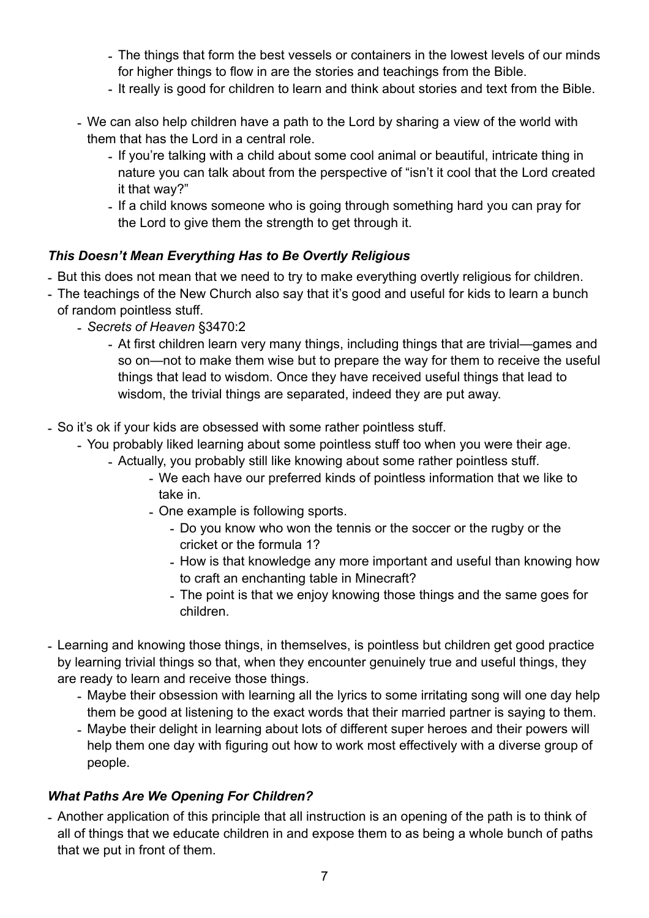- The things that form the best vessels or containers in the lowest levels of our minds for higher things to flow in are the stories and teachings from the Bible.
        - It really is good for children to learn and think about stories and text from the Bible.
    - We can also help children have a path to the Lord by sharing a view of the world with them that has the Lord in a central role.
        - If you're talking with a child about some cool animal or beautiful, intricate thing in nature you can talk about from the perspective of "isn't it cool that the Lord created it that way?"
        - If a child knows someone who is going through something hard you can pray for the Lord to give them the strength to get through it.

### *This Doesn't Mean Everything Has to Be Overtly Religious*

- But this does not mean that we need to try to make everything overtly religious for children.
- The teachings of the New Church also say that it's good and useful for kids to learn a bunch of random pointless stuff.
    - *Secrets of Heaven* §3470:2
        - At first children learn very many things, including things that are trivial—games and so on—not to make them wise but to prepare the way for them to receive the useful things that lead to wisdom. Once they have received useful things that lead to wisdom, the trivial things are separated, indeed they are put away.
- So it's ok if your kids are obsessed with some rather pointless stuff.
    - You probably liked learning about some pointless stuff too when you were their age.
        - Actually, you probably still like knowing about some rather pointless stuff.
            - We each have our preferred kinds of pointless information that we like to take in.
            - One example is following sports.
                - Do you know who won the tennis or the soccer or the rugby or the cricket or the formula 1?
                - How is that knowledge any more important and useful than knowing how to craft an enchanting table in Minecraft?
                - The point is that we enjoy knowing those things and the same goes for children.
- Learning and knowing those things, in themselves, is pointless but children get good practice by learning trivial things so that, when they encounter genuinely true and useful things, they are ready to learn and receive those things.
    - Maybe their obsession with learning all the lyrics to some irritating song will one day help them be good at listening to the exact words that their married partner is saying to them.
    - Maybe their delight in learning about lots of different super heroes and their powers will help them one day with figuring out how to work most effectively with a diverse group of people.

### *What Paths Are We Opening For Children?*

- Another application of this principle that all instruction is an opening of the path is to think of all of things that we educate children in and expose them to as being a whole bunch of paths that we put in front of them.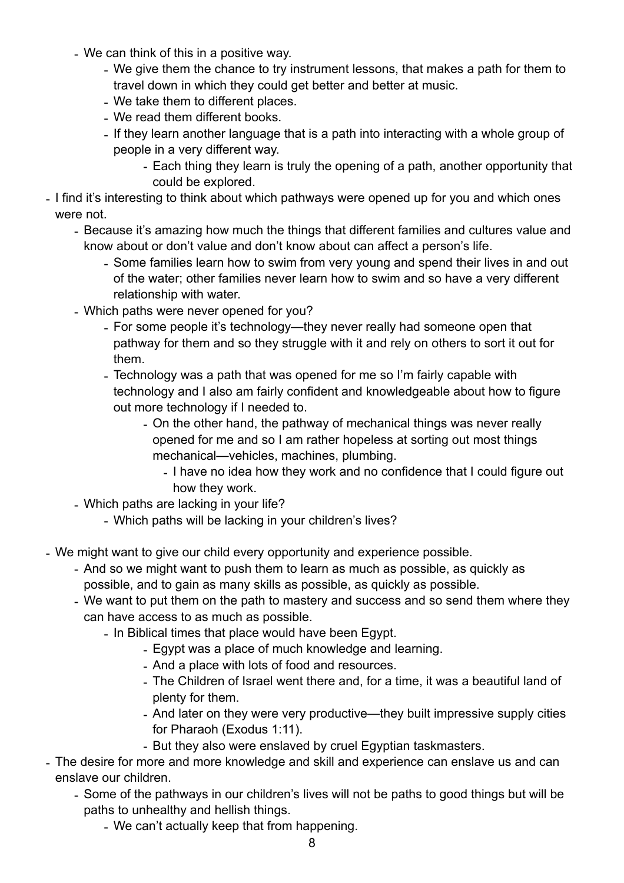- We can think of this in a positive way.
    - We give them the chance to try instrument lessons, that makes a path for them to travel down in which they could get better and better at music.
    - We take them to different places.
    - We read them different books.
    - If they learn another language that is a path into interacting with a whole group of people in a very different way.
        - Each thing they learn is truly the opening of a path, another opportunity that could be explored.
- I find it's interesting to think about which pathways were opened up for you and which ones were not.
    - Because it's amazing how much the things that different families and cultures value and know about or don't value and don't know about can affect a person's life.
        - Some families learn how to swim from very young and spend their lives in and out of the water; other families never learn how to swim and so have a very different relationship with water.
    - Which paths were never opened for you?
        - For some people it's technology—they never really had someone open that pathway for them and so they struggle with it and rely on others to sort it out for them.
        - Technology was a path that was opened for me so I'm fairly capable with technology and I also am fairly confident and knowledgeable about how to figure out more technology if I needed to.
            - On the other hand, the pathway of mechanical things was never really opened for me and so I am rather hopeless at sorting out most things mechanical—vehicles, machines, plumbing.
                - I have no idea how they work and no confidence that I could figure out how they work.
    - Which paths are lacking in your life?
        - Which paths will be lacking in your children's lives?

- We might want to give our child every opportunity and experience possible.
    - And so we might want to push them to learn as much as possible, as quickly as possible, and to gain as many skills as possible, as quickly as possible.
    - We want to put them on the path to mastery and success and so send them where they can have access to as much as possible.
        - In Biblical times that place would have been Egypt.
            - Egypt was a place of much knowledge and learning.
            - And a place with lots of food and resources.
            - The Children of Israel went there and, for a time, it was a beautiful land of plenty for them.
            - And later on they were very productive—they built impressive supply cities for Pharaoh (Exodus 1:11).
            - But they also were enslaved by cruel Egyptian taskmasters.
- The desire for more and more knowledge and skill and experience can enslave us and can enslave our children.
    - Some of the pathways in our children's lives will not be paths to good things but will be paths to unhealthy and hellish things.
        - We can't actually keep that from happening.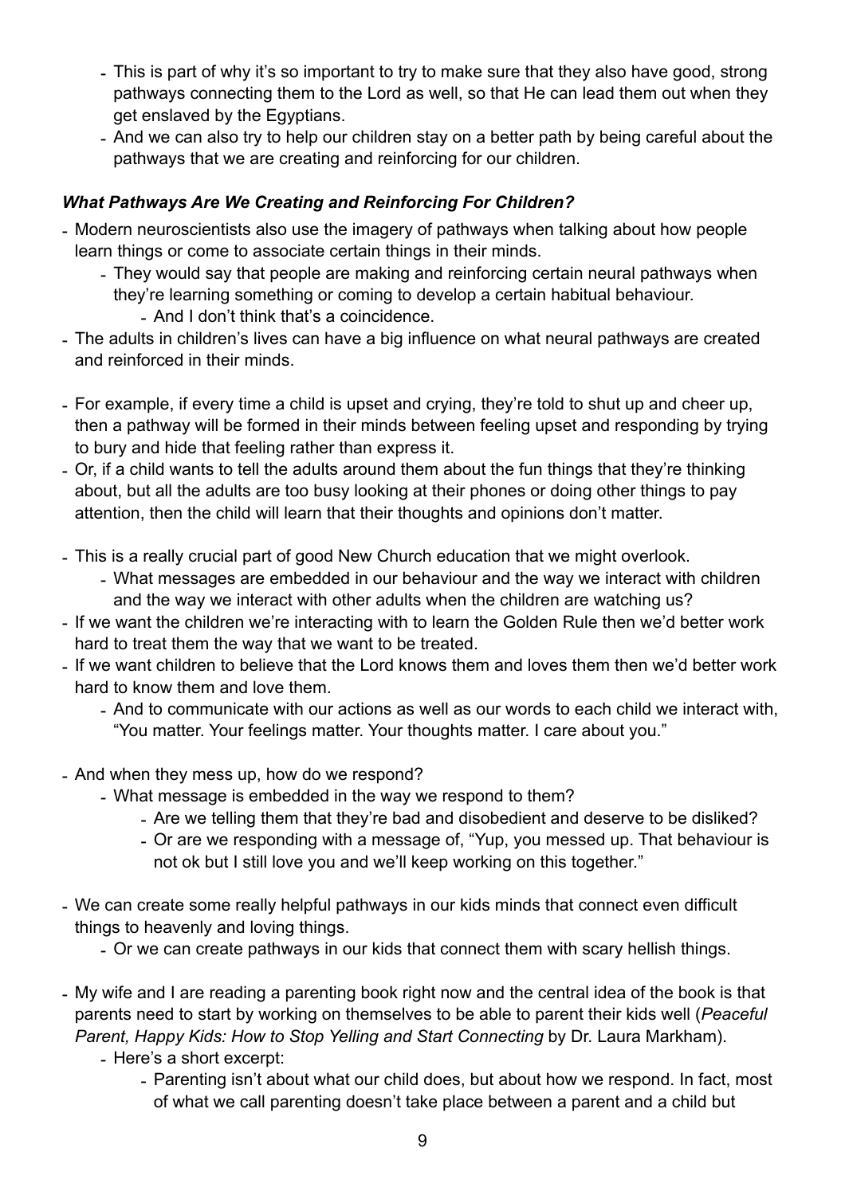- This is part of why it's so important to try to make sure that they also have good, strong pathways connecting them to the Lord as well, so that He can lead them out when they get enslaved by the Egyptians.
    - And we can also try to help our children stay on a better path by being careful about the pathways that we are creating and reinforcing for our children.

***What Pathways Are We Creating and Reinforcing For Children?***

- Modern neuroscientists also use the imagery of pathways when talking about how people learn things or come to associate certain things in their minds.
    - They would say that people are making and reinforcing certain neural pathways when they're learning something or coming to develop a certain habitual behaviour.
        - And I don't think that's a coincidence.
- The adults in children's lives can have a big influence on what neural pathways are created and reinforced in their minds.

- For example, if every time a child is upset and crying, they're told to shut up and cheer up, then a pathway will be formed in their minds between feeling upset and responding by trying to bury and hide that feeling rather than express it.
- Or, if a child wants to tell the adults around them about the fun things that they're thinking about, but all the adults are too busy looking at their phones or doing other things to pay attention, then the child will learn that their thoughts and opinions don't matter.

- This is a really crucial part of good New Church education that we might overlook.
    - What messages are embedded in our behaviour and the way we interact with children and the way we interact with other adults when the children are watching us?
- If we want the children we're interacting with to learn the Golden Rule then we'd better work hard to treat them the way that we want to be treated.
- If we want children to believe that the Lord knows them and loves them then we'd better work hard to know them and love them.
    - And to communicate with our actions as well as our words to each child we interact with, "You matter. Your feelings matter. Your thoughts matter. I care about you."

- And when they mess up, how do we respond?
    - What message is embedded in the way we respond to them?
        - Are we telling them that they're bad and disobedient and deserve to be disliked?
        - Or are we responding with a message of, "Yup, you messed up. That behaviour is not ok but I still love you and we'll keep working on this together."

- We can create some really helpful pathways in our kids minds that connect even difficult things to heavenly and loving things.
    - Or we can create pathways in our kids that connect them with scary hellish things.

- My wife and I are reading a parenting book right now and the central idea of the book is that parents need to start by working on themselves to be able to parent their kids well (*Peaceful Parent, Happy Kids: How to Stop Yelling and Start Connecting* by Dr. Laura Markham).
    - Here's a short excerpt:
        - Parenting isn't about what our child does, but about how we respond. In fact, most of what we call parenting doesn't take place between a parent and a child but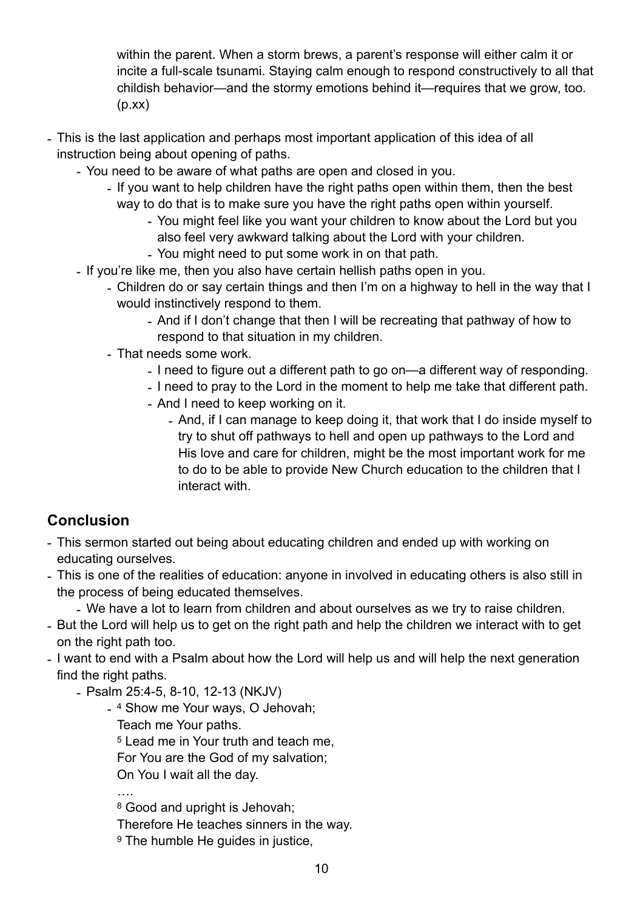within the parent. When a storm brews, a parent's response will either calm it or incite a full-scale tsunami. Staying calm enough to respond constructively to all that childish behavior—and the stormy emotions behind it—requires that we grow, too. (p.xx)

- This is the last application and perhaps most important application of this idea of all instruction being about opening of paths.
  - You need to be aware of what paths are open and closed in you.
    - If you want to help children have the right paths open within them, then the best way to do that is to make sure you have the right paths open within yourself.
      - You might feel like you want your children to know about the Lord but you also feel very awkward talking about the Lord with your children.
      - You might need to put some work in on that path.
  - If you're like me, then you also have certain hellish paths open in you.
    - Children do or say certain things and then I'm on a highway to hell in the way that I would instinctively respond to them.
      - And if I don't change that then I will be recreating that pathway of how to respond to that situation in my children.
    - That needs some work.
      - I need to figure out a different path to go on—a different way of responding.
      - I need to pray to the Lord in the moment to help me take that different path.
      - And I need to keep working on it.
        - And, if I can manage to keep doing it, that work that I do inside myself to try to shut off pathways to hell and open up pathways to the Lord and His love and care for children, might be the most important work for me to do to be able to provide New Church education to the children that I interact with.

## Conclusion

- This sermon started out being about educating children and ended up with working on educating ourselves.
- This is one of the realities of education: anyone in involved in educating others is also still in the process of being educated themselves.
  - We have a lot to learn from children and about ourselves as we try to raise children.
- But the Lord will help us to get on the right path and help the children we interact with to get on the right path too.
- I want to end with a Psalm about how the Lord will help us and will help the next generation find the right paths.
  - Psalm 25:4-5, 8-10, 12-13 (NKJV)
    - [4] Show me Your ways, O Jehovah;
      Teach me Your paths.
      [5] Lead me in Your truth and teach me,
      For You are the God of my salvation;
      On You I wait all the day.
      ….
      [8] Good and upright is Jehovah;
      Therefore He teaches sinners in the way.
      [9] The humble He guides in justice,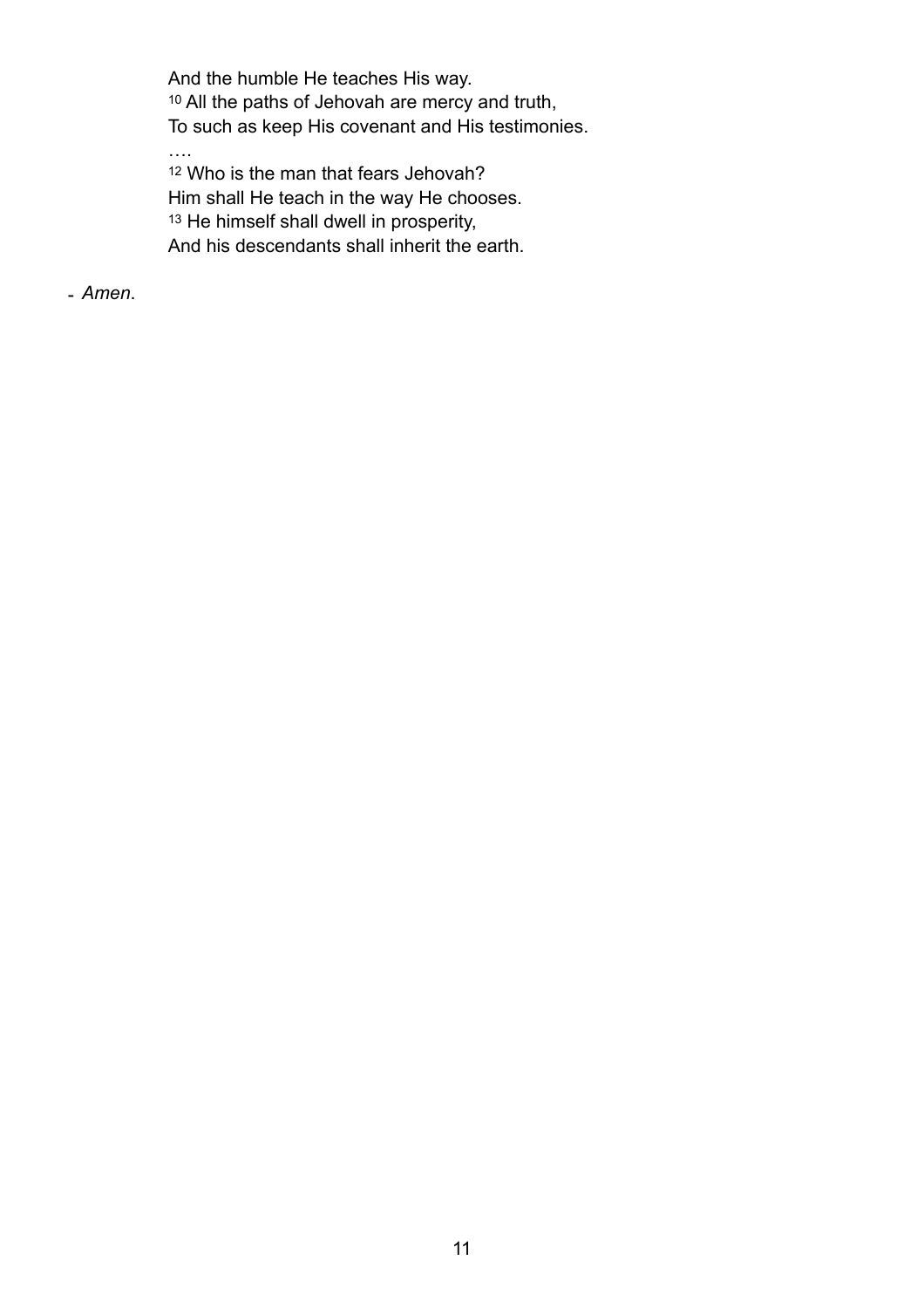And the humble He teaches His way.
[10] All the paths of Jehovah are mercy and truth,
To such as keep His covenant and His testimonies.
….
[12] Who is the man that fears Jehovah?
Him shall He teach in the way He chooses.
[13] He himself shall dwell in prosperity,
And his descendants shall inherit the earth.

- *Amen*.